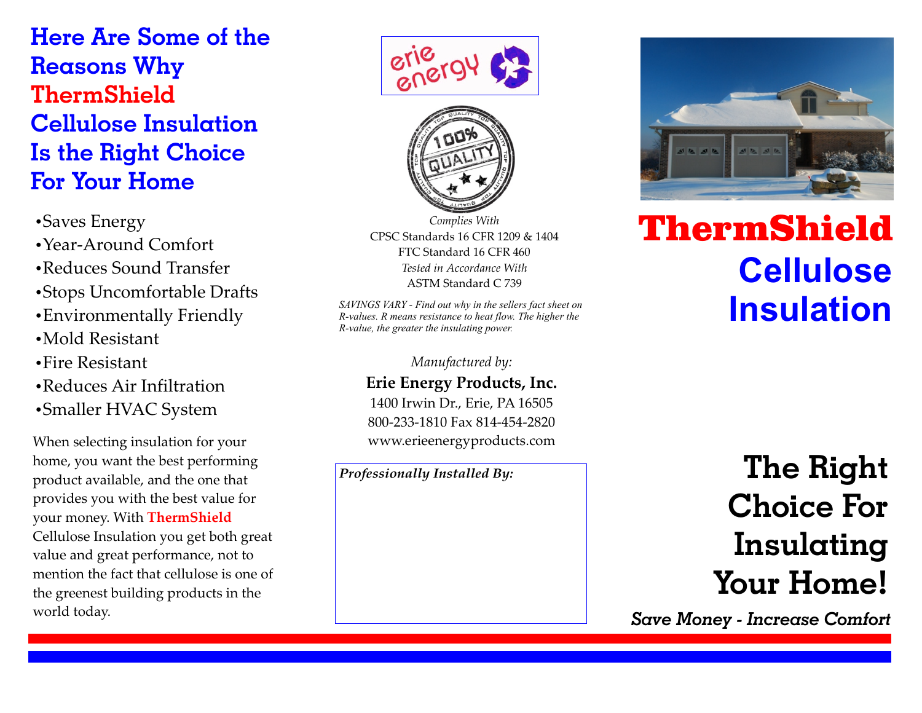## Here Are Some of the Reasons Why ThermShield Cellulose Insulation Is the Right Choice For Your Home

- Saves Energy
- Year-Around Comfort
- Reduces Sound Transfer
- Stops Uncomfortable Drafts
- Environmentally Friendly
- Mold Resistant
- Fire Resistant
- Reduces Air Infiltration
- Smaller HVAC System

When selecting insulation for your home, you want the best performing product available, and the one that provides you with the best value for your money. With **ThermShield** Cellulose Insulation you get both great value and great performance, not to mention the fact that cellulose is one of the greenest building products in the world today.

*Complies With*
CPSC Standards 16 CFR 1209 & 1404
FTC Standard 16 CFR 460
*Tested in Accordance With*
ASTM Standard C 739

*SAVINGS VARY - Find out why in the sellers fact sheet on R-values. R means resistance to heat flow. The higher the R-value, the greater the insulating power.*

*Manufactured by:*
**Erie Energy Products, Inc.**
1400 Irwin Dr., Erie, PA 16505
800-233-1810 Fax 814-454-2820
www.erieenergyproducts.com

***Professionally Installed By:***

# ThermShield Cellulose Insulation

## The Right Choice For Insulating Your Home!

***Save Money - Increase Comfort***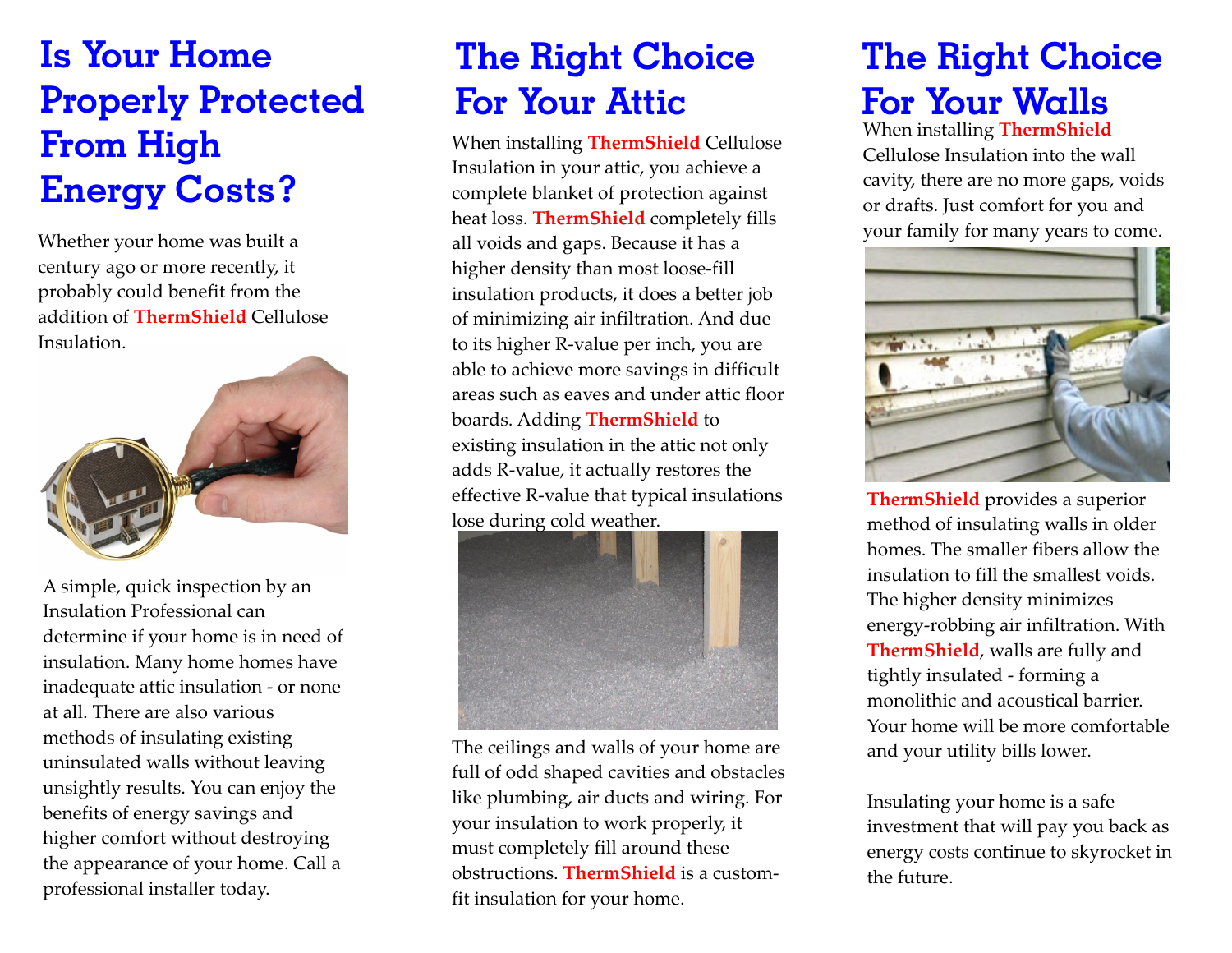# Is Your Home Properly Protected From High Energy Costs?

Whether your home was built a century ago or more recently, it probably could benefit from the addition of **ThermShield** Cellulose Insulation.

A simple, quick inspection by an Insulation Professional can determine if your home is in need of insulation. Many home homes have inadequate attic insulation - or none at all. There are also various methods of insulating existing uninsulated walls without leaving unsightly results. You can enjoy the benefits of energy savings and higher comfort without destroying the appearance of your home. Call a professional installer today.

# The Right Choice For Your Attic

When installing **ThermShield** Cellulose Insulation in your attic, you achieve a complete blanket of protection against heat loss. **ThermShield** completely fills all voids and gaps. Because it has a higher density than most loose-fill insulation products, it does a better job of minimizing air infiltration. And due to its higher R-value per inch, you are able to achieve more savings in difficult areas such as eaves and under attic floor boards. Adding **ThermShield** to existing insulation in the attic not only adds R-value, it actually restores the effective R-value that typical insulations lose during cold weather.

The ceilings and walls of your home are full of odd shaped cavities and obstacles like plumbing, air ducts and wiring. For your insulation to work properly, it must completely fill around these obstructions. **ThermShield** is a custom-fit insulation for your home.

# The Right Choice For Your Walls

When installing **ThermShield** Cellulose Insulation into the wall cavity, there are no more gaps, voids or drafts. Just comfort for you and your family for many years to come.

**ThermShield** provides a superior method of insulating walls in older homes. The smaller fibers allow the insulation to fill the smallest voids. The higher density minimizes energy-robbing air infiltration. With **ThermShield**, walls are fully and tightly insulated - forming a monolithic and acoustical barrier. Your home will be more comfortable and your utility bills lower.

Insulating your home is a safe investment that will pay you back as energy costs continue to skyrocket in the future.